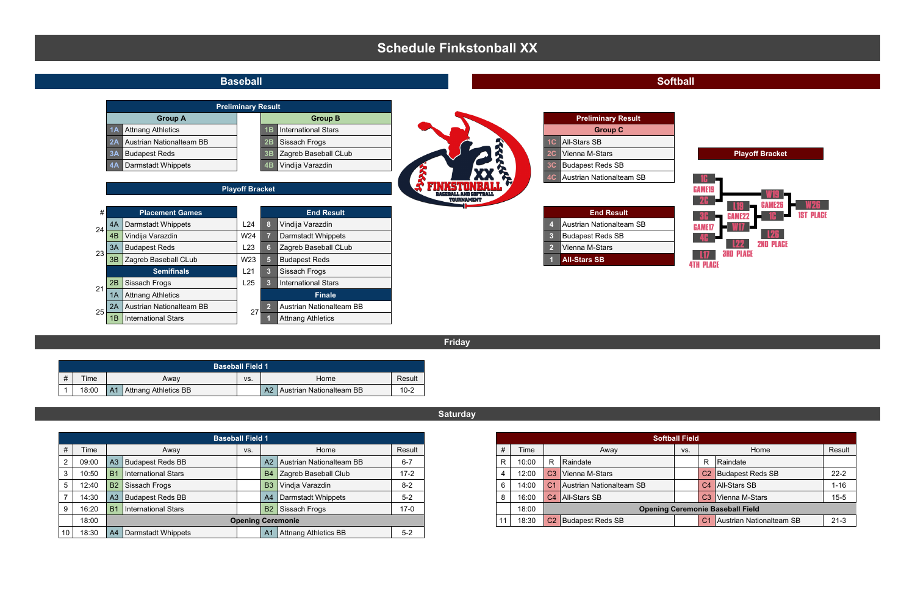# Schedule Finkstonball XX

## Baseball

### Preliminary Result

| Group A | | Group B | |
|---|---|---|---|
| 1A | Attnang Athletics | 1B | International Stars |
| 2A | Austrian Nationalteam BB | 2B | Sissach Frogs |
| 3A | Budapest Reds | 3B | Zagreb Baseball CLub |
| 4A | Darmstadt Whippets | 4B | Vindija Varazdin |

### Playoff Bracket

| # | Placement Games | | | End Result | |
|---|---|---|---|---|---|
| 24 | 4A | Darmstadt Whippets | L24 | 8 | Vindija Varazdin |
| | 4B | Vindija Varazdin | W24 | 7 | Darmstadt Whippets |
| 23 | 3A | Budapest Reds | L23 | 6 | Zagreb Baseball CLub |
| | 3B | Zagreb Baseball CLub | W23 | 5 | Budapest Reds |
| | **Semifinals** | | L21 | 3 | Sissach Frogs |
| 21 | 2B | Sissach Frogs | L25 | 3 | International Stars |
| | 1A | Attnang Athletics | | **Finale** | |
| 25 | 2A | Austrian Nationalteam BB | 27 | 2 | Austrian Nationalteam BB |
| | 1B | International Stars | | 1 | Attnang Athletics |

## Softball

### Preliminary Result

| Group C | |
|---|---|
| 1C | All-Stars SB |
| 2C | Vienna M-Stars |
| 3C | Budapest Reds SB |
| 4C | Austrian Nationalteam SB |

### End Result

| | |
|---|---|
| 4 | Austrian Nationalteam SB |
| 3 | Budapest Reds SB |
| 2 | Vienna M-Stars |
| 1 | **All-Stars SB** |

### Playoff Bracket

1C, 2C – GAME19 – W19, L19
3C, 4C – GAME17 – W17, L17
W19, W17 – GAME22 – L22 (3RD PLACE)
L17: 4TH PLACE
1C, W19 – GAME26 – W26 (1ST PLACE), L26 (2ND PLACE)

## Friday

**Baseball Field 1**

| # | Time | Away | | vs. | Home | | Result |
|---|---|---|---|---|---|---|---|
| 1 | 18:00 | A1 | Attnang Athletics BB | | A2 | Austrian Nationalteam BB | 10-2 |

## Saturday

**Baseball Field 1**

| # | Time | Away | | vs. | Home | | Result |
|---|---|---|---|---|---|---|---|
| 2 | 09:00 | A3 | Budapest Reds BB | | A2 | Austrian Nationalteam BB | 6-7 |
| 3 | 10:50 | B1 | International Stars | | B4 | Zagreb Baseball Club | 17-2 |
| 5 | 12:40 | B2 | Sissach Frogs | | B3 | Vindja Varazdin | 8-2 |
| 7 | 14:30 | A3 | Budapest Reds BB | | A4 | Darmstadt Whippets | 5-2 |
| 9 | 16:20 | B1 | International Stars | | B2 | Sissach Frogs | 17-0 |
| | 18:00 | **Opening Ceremonie** | | | | | |
| 10 | 18:30 | A4 | Darmstadt Whippets | | A1 | Attnang Athletics BB | 5-2 |

**Softball Field**

| # | Time | Away | | vs. | Home | | Result |
|---|---|---|---|---|---|---|---|
| R | 10:00 | R | Raindate | | R | Raindate | |
| 4 | 12:00 | C3 | Vienna M-Stars | | C2 | Budapest Reds SB | 22-2 |
| 6 | 14:00 | C1 | Austrian Nationalteam SB | | C4 | All-Stars SB | 1-16 |
| 8 | 16:00 | C4 | All-Stars SB | | C3 | Vienna M-Stars | 15-5 |
| | 18:00 | **Opening Ceremonie Baseball Field** | | | | | |
| 11 | 18:30 | C2 | Budapest Reds SB | | C1 | Austrian Nationalteam SB | 21-3 |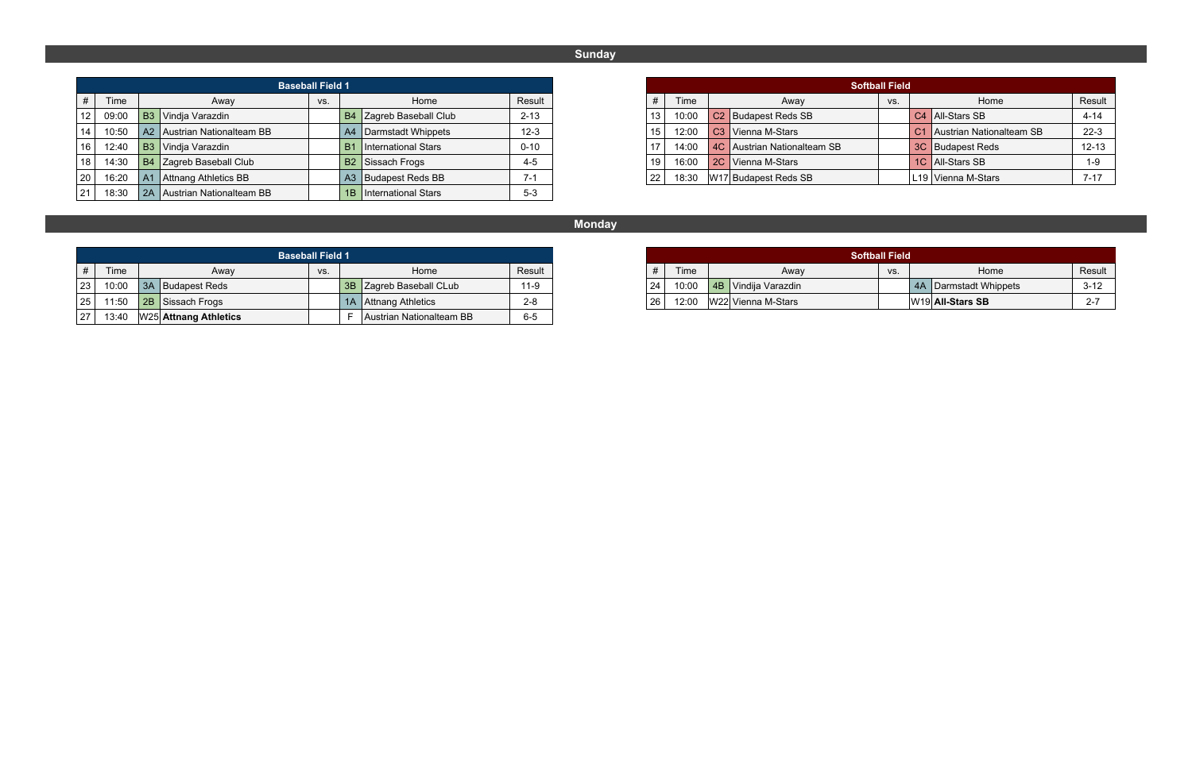## Sunday

| Baseball Field 1 | | | | | | | |
|---|---|---|---|---|---|---|---|
| # | Time | | Away | vs. | | Home | Result |
| 12 | 09:00 | B3 | Vindja Varazdin | | B4 | Zagreb Baseball Club | 2-13 |
| 14 | 10:50 | A2 | Austrian Nationalteam BB | | A4 | Darmstadt Whippets | 12-3 |
| 16 | 12:40 | B3 | Vindja Varazdin | | B1 | International Stars | 0-10 |
| 18 | 14:30 | B4 | Zagreb Baseball Club | | B2 | Sissach Frogs | 4-5 |
| 20 | 16:20 | A1 | Attnang Athletics BB | | A3 | Budapest Reds BB | 7-1 |
| 21 | 18:30 | 2A | Austrian Nationalteam BB | | 1B | International Stars | 5-3 |

| Softball Field | | | | | | | |
|---|---|---|---|---|---|---|---|
| # | Time | | Away | vs. | | Home | Result |
| 13 | 10:00 | C2 | Budapest Reds SB | | C4 | All-Stars SB | 4-14 |
| 15 | 12:00 | C3 | Vienna M-Stars | | C1 | Austrian Nationalteam SB | 22-3 |
| 17 | 14:00 | 4C | Austrian Nationalteam SB | | 3C | Budapest Reds | 12-13 |
| 19 | 16:00 | 2C | Vienna M-Stars | | 1C | All-Stars SB | 1-9 |
| 22 | 18:30 | W17 | Budapest Reds SB | | L19 | Vienna M-Stars | 7-17 |

## Monday

| Baseball Field 1 | | | | | | | |
|---|---|---|---|---|---|---|---|
| # | Time | | Away | vs. | | Home | Result |
| 23 | 10:00 | 3A | Budapest Reds | | 3B | Zagreb Baseball CLub | 11-9 |
| 25 | 11:50 | 2B | Sissach Frogs | | 1A | Attnang Athletics | 2-8 |
| 27 | 13:40 | W25 | **Attnang Athletics** | | F | Austrian Nationalteam BB | 6-5 |

| Softball Field | | | | | | | |
|---|---|---|---|---|---|---|---|
| # | Time | | Away | vs. | | Home | Result |
| 24 | 10:00 | 4B | Vindija Varazdin | | 4A | Darmstadt Whippets | 3-12 |
| 26 | 12:00 | W22 | Vienna M-Stars | | W19 | **All-Stars SB** | 2-7 |